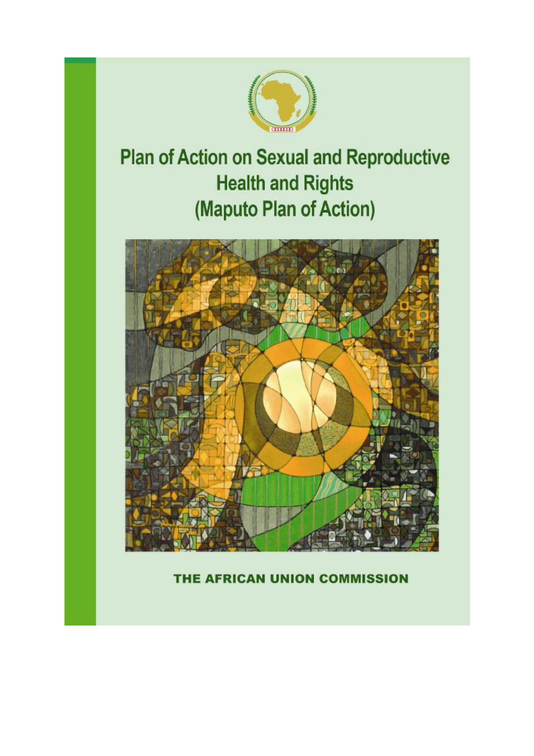# Plan of Action on Sexual and Reproductive Health and Rights (Maputo Plan of Action)

**THE AFRICAN UNION COMMISSION**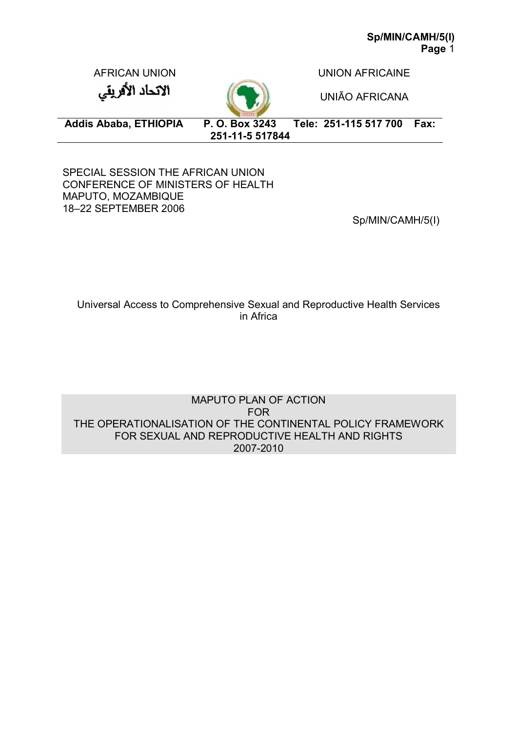AFRICAN UNION

الاتحاد الأفريقي

UNION AFRICAINE

UNIÃO AFRICANA

**Addis Ababa, ETHIOPIA P. O. Box 3243 Tele: 251-115 517 700 Fax: 251-11-5 517844**

SPECIAL SESSION THE AFRICAN UNION
CONFERENCE OF MINISTERS OF HEALTH
MAPUTO, MOZAMBIQUE
18–22 SEPTEMBER 2006

Sp/MIN/CAMH/5(I)

Universal Access to Comprehensive Sexual and Reproductive Health Services in Africa

MAPUTO PLAN OF ACTION
FOR
THE OPERATIONALISATION OF THE CONTINENTAL POLICY FRAMEWORK
FOR SEXUAL AND REPRODUCTIVE HEALTH AND RIGHTS
2007-2010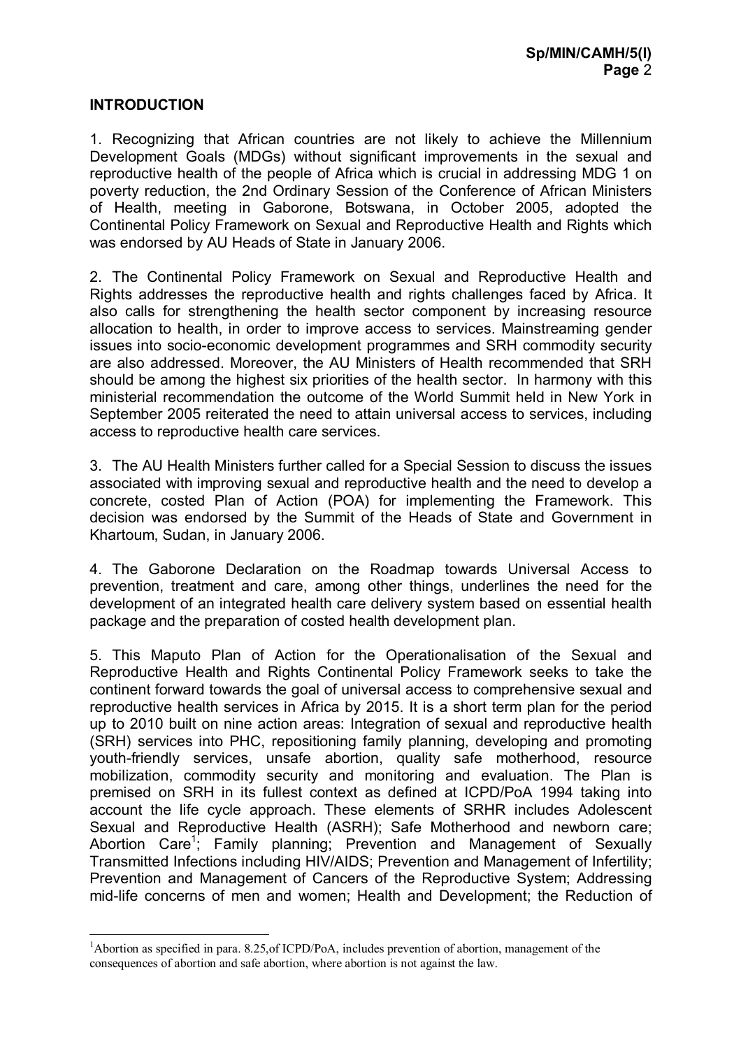## INTRODUCTION

1. Recognizing that African countries are not likely to achieve the Millennium Development Goals (MDGs) without significant improvements in the sexual and reproductive health of the people of Africa which is crucial in addressing MDG 1 on poverty reduction, the 2nd Ordinary Session of the Conference of African Ministers of Health, meeting in Gaborone, Botswana, in October 2005, adopted the Continental Policy Framework on Sexual and Reproductive Health and Rights which was endorsed by AU Heads of State in January 2006.

2. The Continental Policy Framework on Sexual and Reproductive Health and Rights addresses the reproductive health and rights challenges faced by Africa. It also calls for strengthening the health sector component by increasing resource allocation to health, in order to improve access to services. Mainstreaming gender issues into socio-economic development programmes and SRH commodity security are also addressed. Moreover, the AU Ministers of Health recommended that SRH should be among the highest six priorities of the health sector. In harmony with this ministerial recommendation the outcome of the World Summit held in New York in September 2005 reiterated the need to attain universal access to services, including access to reproductive health care services.

3. The AU Health Ministers further called for a Special Session to discuss the issues associated with improving sexual and reproductive health and the need to develop a concrete, costed Plan of Action (POA) for implementing the Framework. This decision was endorsed by the Summit of the Heads of State and Government in Khartoum, Sudan, in January 2006.

4. The Gaborone Declaration on the Roadmap towards Universal Access to prevention, treatment and care, among other things, underlines the need for the development of an integrated health care delivery system based on essential health package and the preparation of costed health development plan.

5. This Maputo Plan of Action for the Operationalisation of the Sexual and Reproductive Health and Rights Continental Policy Framework seeks to take the continent forward towards the goal of universal access to comprehensive sexual and reproductive health services in Africa by 2015. It is a short term plan for the period up to 2010 built on nine action areas: Integration of sexual and reproductive health (SRH) services into PHC, repositioning family planning, developing and promoting youth-friendly services, unsafe abortion, quality safe motherhood, resource mobilization, commodity security and monitoring and evaluation. The Plan is premised on SRH in its fullest context as defined at ICPD/PoA 1994 taking into account the life cycle approach. These elements of SRHR includes Adolescent Sexual and Reproductive Health (ASRH); Safe Motherhood and newborn care; Abortion Care[1]; Family planning; Prevention and Management of Sexually Transmitted Infections including HIV/AIDS; Prevention and Management of Infertility; Prevention and Management of Cancers of the Reproductive System; Addressing mid-life concerns of men and women; Health and Development; the Reduction of

[1] Abortion as specified in para. 8.25,of ICPD/PoA, includes prevention of abortion, management of the consequences of abortion and safe abortion, where abortion is not against the law.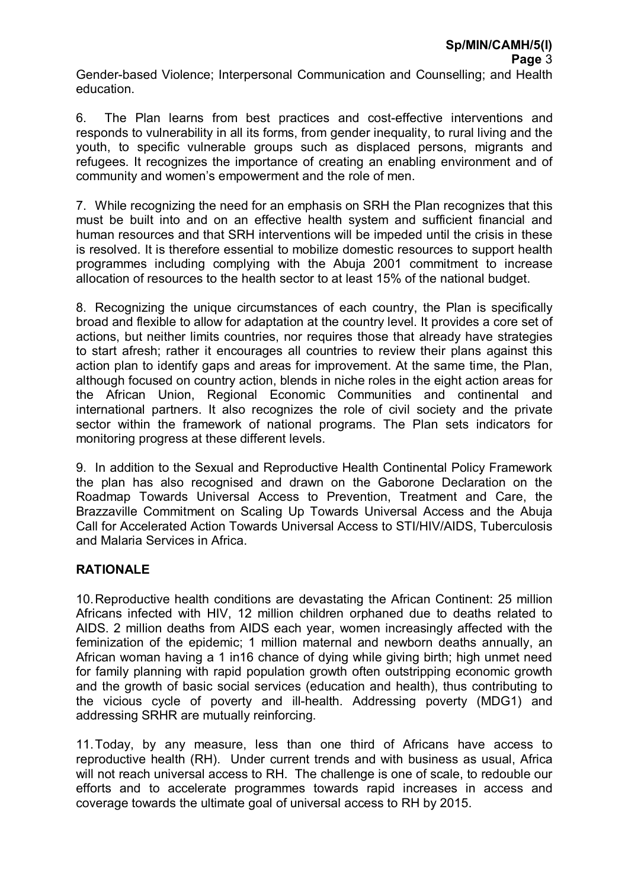Gender-based Violence; Interpersonal Communication and Counselling; and Health education.

6. The Plan learns from best practices and cost-effective interventions and responds to vulnerability in all its forms, from gender inequality, to rural living and the youth, to specific vulnerable groups such as displaced persons, migrants and refugees. It recognizes the importance of creating an enabling environment and of community and women's empowerment and the role of men.

7. While recognizing the need for an emphasis on SRH the Plan recognizes that this must be built into and on an effective health system and sufficient financial and human resources and that SRH interventions will be impeded until the crisis in these is resolved. It is therefore essential to mobilize domestic resources to support health programmes including complying with the Abuja 2001 commitment to increase allocation of resources to the health sector to at least 15% of the national budget.

8. Recognizing the unique circumstances of each country, the Plan is specifically broad and flexible to allow for adaptation at the country level. It provides a core set of actions, but neither limits countries, nor requires those that already have strategies to start afresh; rather it encourages all countries to review their plans against this action plan to identify gaps and areas for improvement. At the same time, the Plan, although focused on country action, blends in niche roles in the eight action areas for the African Union, Regional Economic Communities and continental and international partners. It also recognizes the role of civil society and the private sector within the framework of national programs. The Plan sets indicators for monitoring progress at these different levels.

9. In addition to the Sexual and Reproductive Health Continental Policy Framework the plan has also recognised and drawn on the Gaborone Declaration on the Roadmap Towards Universal Access to Prevention, Treatment and Care, the Brazzaville Commitment on Scaling Up Towards Universal Access and the Abuja Call for Accelerated Action Towards Universal Access to STI/HIV/AIDS, Tuberculosis and Malaria Services in Africa.

**RATIONALE**

10. Reproductive health conditions are devastating the African Continent: 25 million Africans infected with HIV, 12 million children orphaned due to deaths related to AIDS. 2 million deaths from AIDS each year, women increasingly affected with the feminization of the epidemic; 1 million maternal and newborn deaths annually, an African woman having a 1 in16 chance of dying while giving birth; high unmet need for family planning with rapid population growth often outstripping economic growth and the growth of basic social services (education and health), thus contributing to the vicious cycle of poverty and ill-health. Addressing poverty (MDG1) and addressing SRHR are mutually reinforcing.

11. Today, by any measure, less than one third of Africans have access to reproductive health (RH). Under current trends and with business as usual, Africa will not reach universal access to RH. The challenge is one of scale, to redouble our efforts and to accelerate programmes towards rapid increases in access and coverage towards the ultimate goal of universal access to RH by 2015.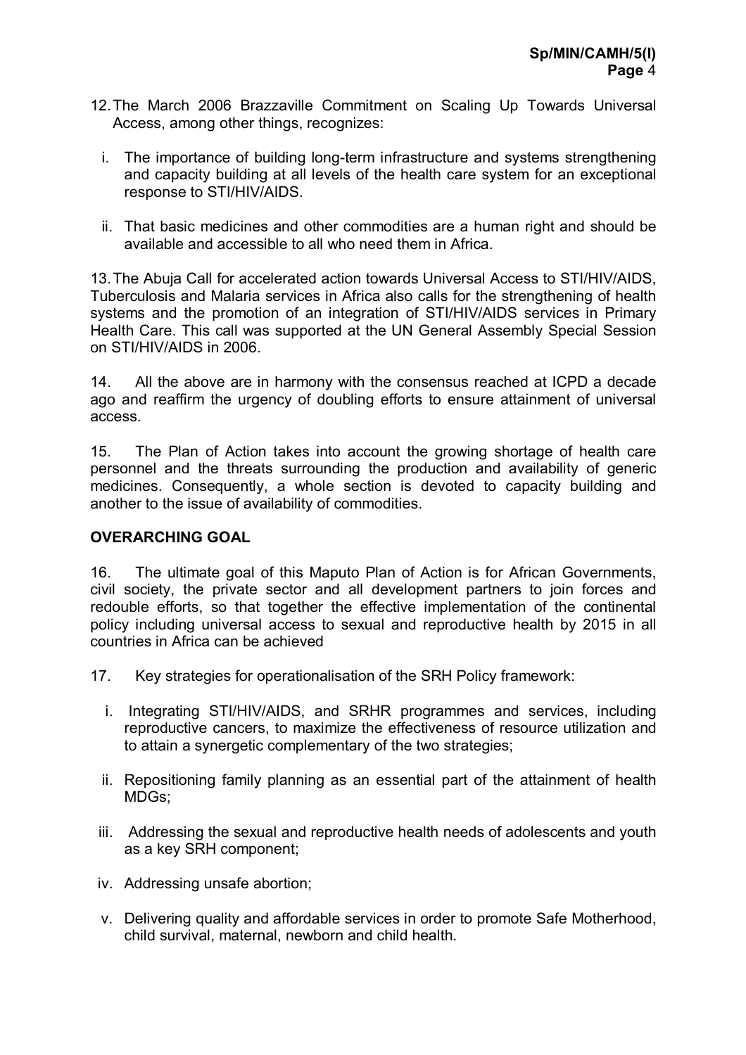12. The March 2006 Brazzaville Commitment on Scaling Up Towards Universal Access, among other things, recognizes:

   i. The importance of building long-term infrastructure and systems strengthening and capacity building at all levels of the health care system for an exceptional response to STI/HIV/AIDS.

   ii. That basic medicines and other commodities are a human right and should be available and accessible to all who need them in Africa.

13. The Abuja Call for accelerated action towards Universal Access to STI/HIV/AIDS, Tuberculosis and Malaria services in Africa also calls for the strengthening of health systems and the promotion of an integration of STI/HIV/AIDS services in Primary Health Care. This call was supported at the UN General Assembly Special Session on STI/HIV/AIDS in 2006.

14. All the above are in harmony with the consensus reached at ICPD a decade ago and reaffirm the urgency of doubling efforts to ensure attainment of universal access.

15. The Plan of Action takes into account the growing shortage of health care personnel and the threats surrounding the production and availability of generic medicines. Consequently, a whole section is devoted to capacity building and another to the issue of availability of commodities.

**OVERARCHING GOAL**

16. The ultimate goal of this Maputo Plan of Action is for African Governments, civil society, the private sector and all development partners to join forces and redouble efforts, so that together the effective implementation of the continental policy including universal access to sexual and reproductive health by 2015 in all countries in Africa can be achieved

17. Key strategies for operationalisation of the SRH Policy framework:

   i. Integrating STI/HIV/AIDS, and SRHR programmes and services, including reproductive cancers, to maximize the effectiveness of resource utilization and to attain a synergetic complementary of the two strategies;

   ii. Repositioning family planning as an essential part of the attainment of health MDGs;

   iii. Addressing the sexual and reproductive health needs of adolescents and youth as a key SRH component;

   iv. Addressing unsafe abortion;

   v. Delivering quality and affordable services in order to promote Safe Motherhood, child survival, maternal, newborn and child health.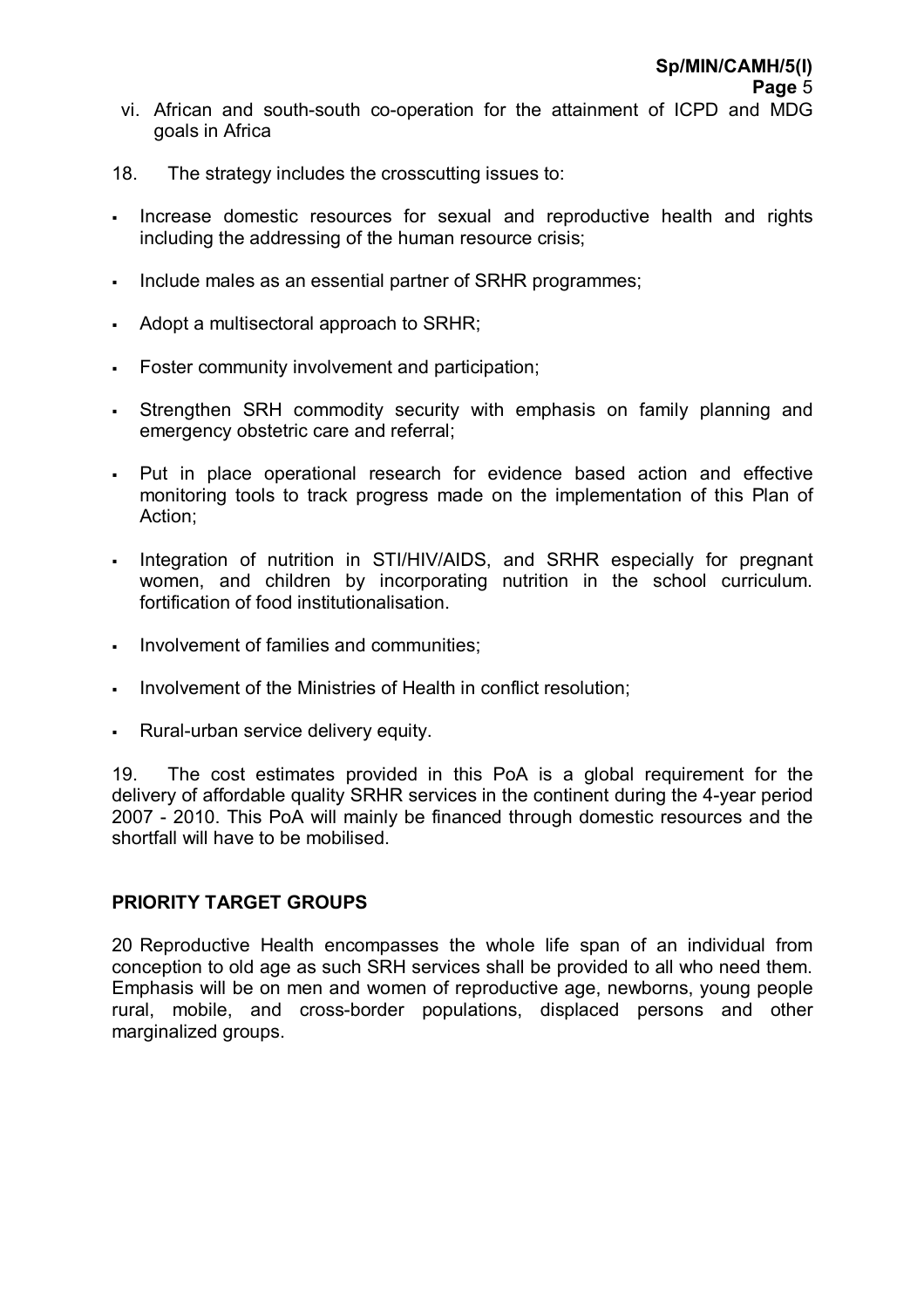vi. African and south-south co-operation for the attainment of ICPD and MDG goals in Africa

18. The strategy includes the crosscutting issues to:

- Increase domestic resources for sexual and reproductive health and rights including the addressing of the human resource crisis;
- Include males as an essential partner of SRHR programmes;
- Adopt a multisectoral approach to SRHR;
- Foster community involvement and participation;
- Strengthen SRH commodity security with emphasis on family planning and emergency obstetric care and referral;
- Put in place operational research for evidence based action and effective monitoring tools to track progress made on the implementation of this Plan of Action;
- Integration of nutrition in STI/HIV/AIDS, and SRHR especially for pregnant women, and children by incorporating nutrition in the school curriculum. fortification of food institutionalisation.
- Involvement of families and communities;
- Involvement of the Ministries of Health in conflict resolution;
- Rural-urban service delivery equity.

19. The cost estimates provided in this PoA is a global requirement for the delivery of affordable quality SRHR services in the continent during the 4-year period 2007 - 2010. This PoA will mainly be financed through domestic resources and the shortfall will have to be mobilised.

## PRIORITY TARGET GROUPS

20 Reproductive Health encompasses the whole life span of an individual from conception to old age as such SRH services shall be provided to all who need them. Emphasis will be on men and women of reproductive age, newborns, young people rural, mobile, and cross-border populations, displaced persons and other marginalized groups.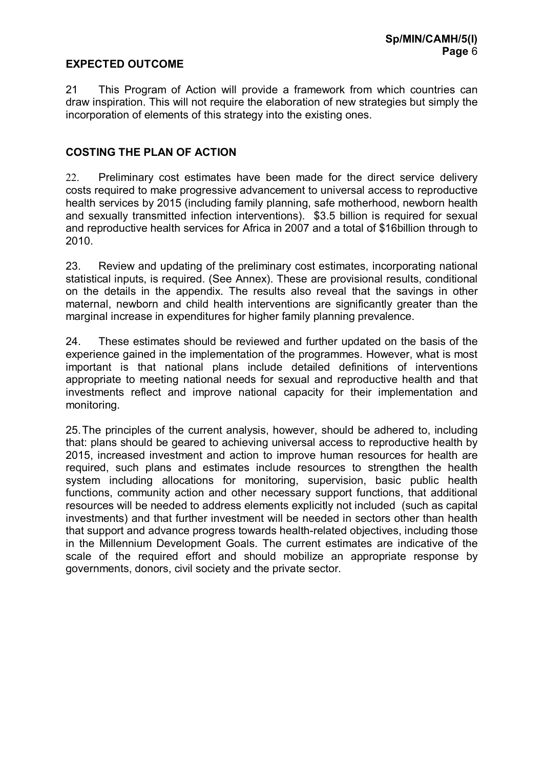## EXPECTED OUTCOME

21 This Program of Action will provide a framework from which countries can draw inspiration. This will not require the elaboration of new strategies but simply the incorporation of elements of this strategy into the existing ones.

## COSTING THE PLAN OF ACTION

22. Preliminary cost estimates have been made for the direct service delivery costs required to make progressive advancement to universal access to reproductive health services by 2015 (including family planning, safe motherhood, newborn health and sexually transmitted infection interventions). $3.5 billion is required for sexual and reproductive health services for Africa in 2007 and a total of $16billion through to 2010.

23. Review and updating of the preliminary cost estimates, incorporating national statistical inputs, is required. (See Annex). These are provisional results, conditional on the details in the appendix. The results also reveal that the savings in other maternal, newborn and child health interventions are significantly greater than the marginal increase in expenditures for higher family planning prevalence.

24. These estimates should be reviewed and further updated on the basis of the experience gained in the implementation of the programmes. However, what is most important is that national plans include detailed definitions of interventions appropriate to meeting national needs for sexual and reproductive health and that investments reflect and improve national capacity for their implementation and monitoring.

25. The principles of the current analysis, however, should be adhered to, including that: plans should be geared to achieving universal access to reproductive health by 2015, increased investment and action to improve human resources for health are required, such plans and estimates include resources to strengthen the health system including allocations for monitoring, supervision, basic public health functions, community action and other necessary support functions, that additional resources will be needed to address elements explicitly not included (such as capital investments) and that further investment will be needed in sectors other than health that support and advance progress towards health-related objectives, including those in the Millennium Development Goals. The current estimates are indicative of the scale of the required effort and should mobilize an appropriate response by governments, donors, civil society and the private sector.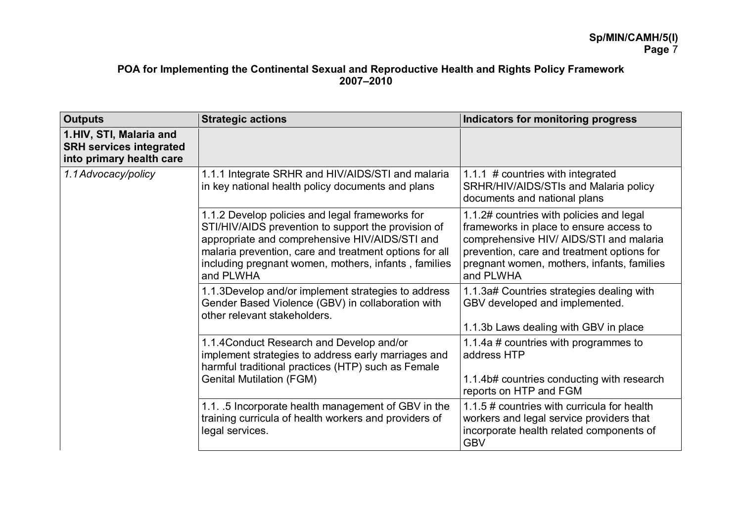**POA for Implementing the Continental Sexual and Reproductive Health and Rights Policy Framework 2007–2010**

| Outputs | Strategic actions | Indicators for monitoring progress |
|---|---|---|
| **1.HIV, STI, Malaria and SRH services integrated into primary health care** | | |
| *1.1Advocacy/policy* | 1.1.1 Integrate SRHR and HIV/AIDS/STI and malaria in key national health policy documents and plans | 1.1.1 # countries with integrated SRHR/HIV/AIDS/STIs and Malaria policy documents and national plans |
| | 1.1.2 Develop policies and legal frameworks for STI/HIV/AIDS prevention to support the provision of appropriate and comprehensive HIV/AIDS/STI and malaria prevention, care and treatment options for all including pregnant women, mothers, infants , families and PLWHA | 1.1.2# countries with policies and legal frameworks in place to ensure access to comprehensive HIV/ AIDS/STI and malaria prevention, care and treatment options for pregnant women, mothers, infants, families and PLWHA |
| | 1.1.3Develop and/or implement strategies to address Gender Based Violence (GBV) in collaboration with other relevant stakeholders. | 1.1.3a# Countries strategies dealing with GBV developed and implemented.<br><br>1.1.3b Laws dealing with GBV in place |
| | 1.1.4Conduct Research and Develop and/or implement strategies to address early marriages and harmful traditional practices (HTP) such as Female Genital Mutilation (FGM) | 1.1.4a # countries with programmes to address HTP<br><br>1.1.4b# countries conducting with research reports on HTP and FGM |
| | 1.1. .5 Incorporate health management of GBV in the training curricula of health workers and providers of legal services. | 1.1.5 # countries with curricula for health workers and legal service providers that incorporate health related components of GBV |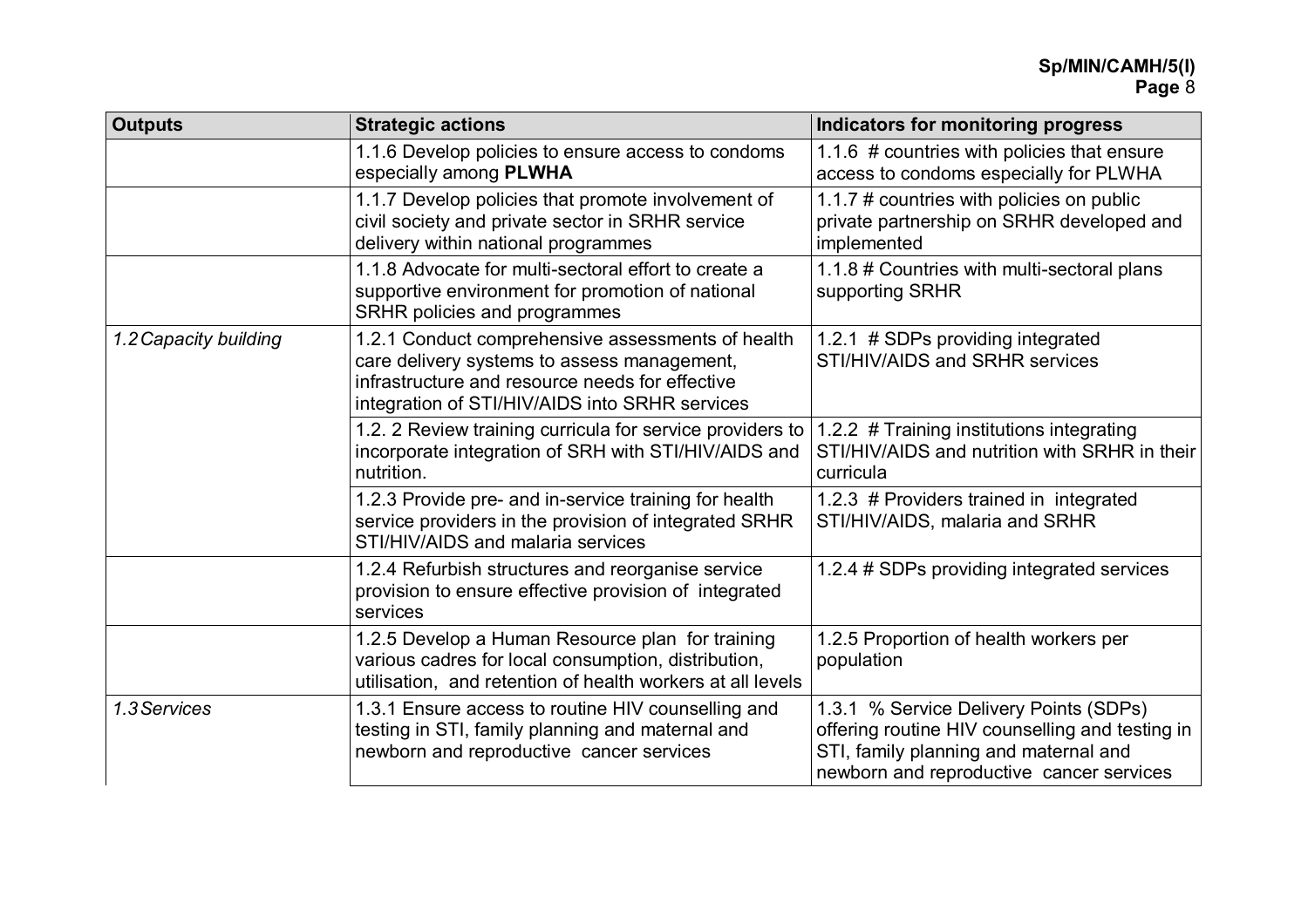| Outputs | Strategic actions | Indicators for monitoring progress |
|---|---|---|
| | 1.1.6 Develop policies to ensure access to condoms especially among **PLWHA** | 1.1.6 # countries with policies that ensure access to condoms especially for PLWHA |
| | 1.1.7 Develop policies that promote involvement of civil society and private sector in SRHR service delivery within national programmes | 1.1.7 # countries with policies on public private partnership on SRHR developed and implemented |
| | 1.1.8 Advocate for multi-sectoral effort to create a supportive environment for promotion of national SRHR policies and programmes | 1.1.8 # Countries with multi-sectoral plans supporting SRHR |
| *1.2 Capacity building* | 1.2.1 Conduct comprehensive assessments of health care delivery systems to assess management, infrastructure and resource needs for effective integration of STI/HIV/AIDS into SRHR services | 1.2.1 # SDPs providing integrated STI/HIV/AIDS and SRHR services |
| | 1.2. 2 Review training curricula for service providers to incorporate integration of SRH with STI/HIV/AIDS and nutrition. | 1.2.2 # Training institutions integrating STI/HIV/AIDS and nutrition with SRHR in their curricula |
| | 1.2.3 Provide pre- and in-service training for health service providers in the provision of integrated SRHR STI/HIV/AIDS and malaria services | 1.2.3 # Providers trained in integrated STI/HIV/AIDS, malaria and SRHR |
| | 1.2.4 Refurbish structures and reorganise service provision to ensure effective provision of integrated services | 1.2.4 # SDPs providing integrated services |
| | 1.2.5 Develop a Human Resource plan for training various cadres for local consumption, distribution, utilisation, and retention of health workers at all levels | 1.2.5 Proportion of health workers per population |
| *1.3 Services* | 1.3.1 Ensure access to routine HIV counselling and testing in STI, family planning and maternal and newborn and reproductive cancer services | 1.3.1 % Service Delivery Points (SDPs) offering routine HIV counselling and testing in STI, family planning and maternal and newborn and reproductive cancer services |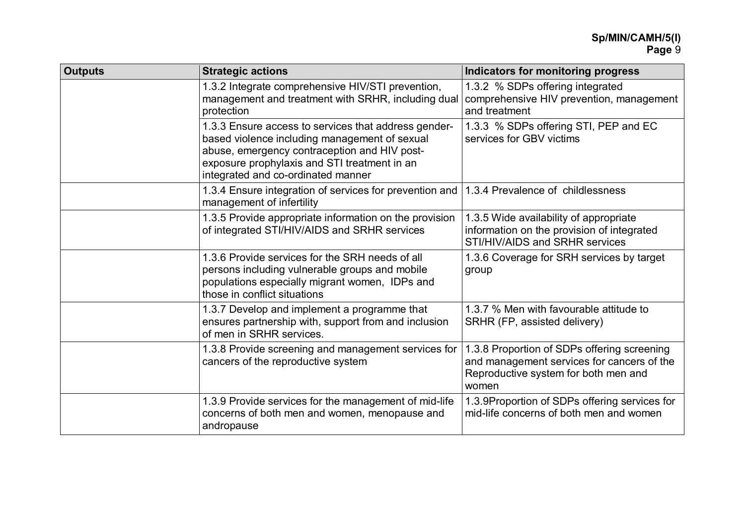| Outputs | Strategic actions | Indicators for monitoring progress |
|---|---|---|
| | 1.3.2 Integrate comprehensive HIV/STI prevention, management and treatment with SRHR, including dual protection | 1.3.2 % SDPs offering integrated comprehensive HIV prevention, management and treatment |
| | 1.3.3 Ensure access to services that address gender-based violence including management of sexual abuse, emergency contraception and HIV post-exposure prophylaxis and STI treatment in an integrated and co-ordinated manner | 1.3.3 % SDPs offering STI, PEP and EC services for GBV victims |
| | 1.3.4 Ensure integration of services for prevention and management of infertility | 1.3.4 Prevalence of childlessness |
| | 1.3.5 Provide appropriate information on the provision of integrated STI/HIV/AIDS and SRHR services | 1.3.5 Wide availability of appropriate information on the provision of integrated STI/HIV/AIDS and SRHR services |
| | 1.3.6 Provide services for the SRH needs of all persons including vulnerable groups and mobile populations especially migrant women, IDPs and those in conflict situations | 1.3.6 Coverage for SRH services by target group |
| | 1.3.7 Develop and implement a programme that ensures partnership with, support from and inclusion of men in SRHR services. | 1.3.7 % Men with favourable attitude to SRHR (FP, assisted delivery) |
| | 1.3.8 Provide screening and management services for cancers of the reproductive system | 1.3.8 Proportion of SDPs offering screening and management services for cancers of the Reproductive system for both men and women |
| | 1.3.9 Provide services for the management of mid-life concerns of both men and women, menopause and andropause | 1.3.9Proportion of SDPs offering services for mid-life concerns of both men and women |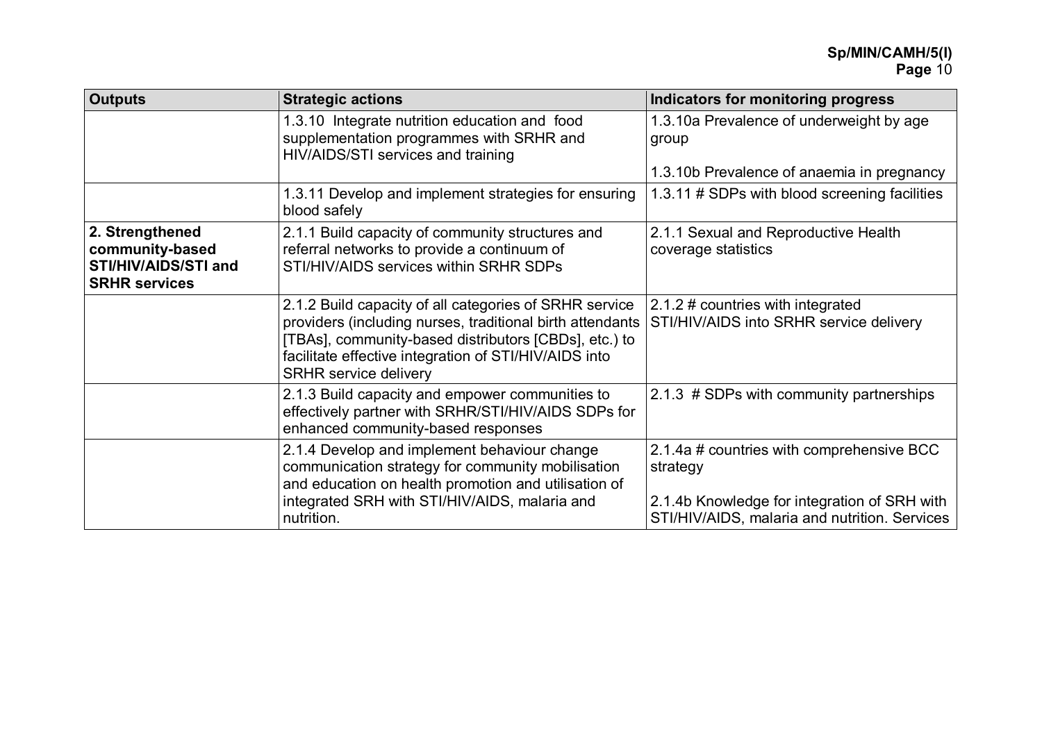| Outputs | Strategic actions | Indicators for monitoring progress |
| --- | --- | --- |
| | 1.3.10 Integrate nutrition education and food supplementation programmes with SRHR and HIV/AIDS/STI services and training | 1.3.10a Prevalence of underweight by age group<br><br>1.3.10b Prevalence of anaemia in pregnancy |
| | 1.3.11 Develop and implement strategies for ensuring blood safely | 1.3.11 # SDPs with blood screening facilities |
| **2. Strengthened community-based STI/HIV/AIDS/STI and SRHR services** | 2.1.1 Build capacity of community structures and referral networks to provide a continuum of STI/HIV/AIDS services within SRHR SDPs | 2.1.1 Sexual and Reproductive Health coverage statistics |
| | 2.1.2 Build capacity of all categories of SRHR service providers (including nurses, traditional birth attendants [TBAs], community-based distributors [CBDs], etc.) to facilitate effective integration of STI/HIV/AIDS into SRHR service delivery | 2.1.2 # countries with integrated STI/HIV/AIDS into SRHR service delivery |
| | 2.1.3 Build capacity and empower communities to effectively partner with SRHR/STI/HIV/AIDS SDPs for enhanced community-based responses | 2.1.3 # SDPs with community partnerships |
| | 2.1.4 Develop and implement behaviour change communication strategy for community mobilisation and education on health promotion and utilisation of integrated SRH with STI/HIV/AIDS, malaria and nutrition. | 2.1.4a # countries with comprehensive BCC strategy<br><br>2.1.4b Knowledge for integration of SRH with STI/HIV/AIDS, malaria and nutrition. Services |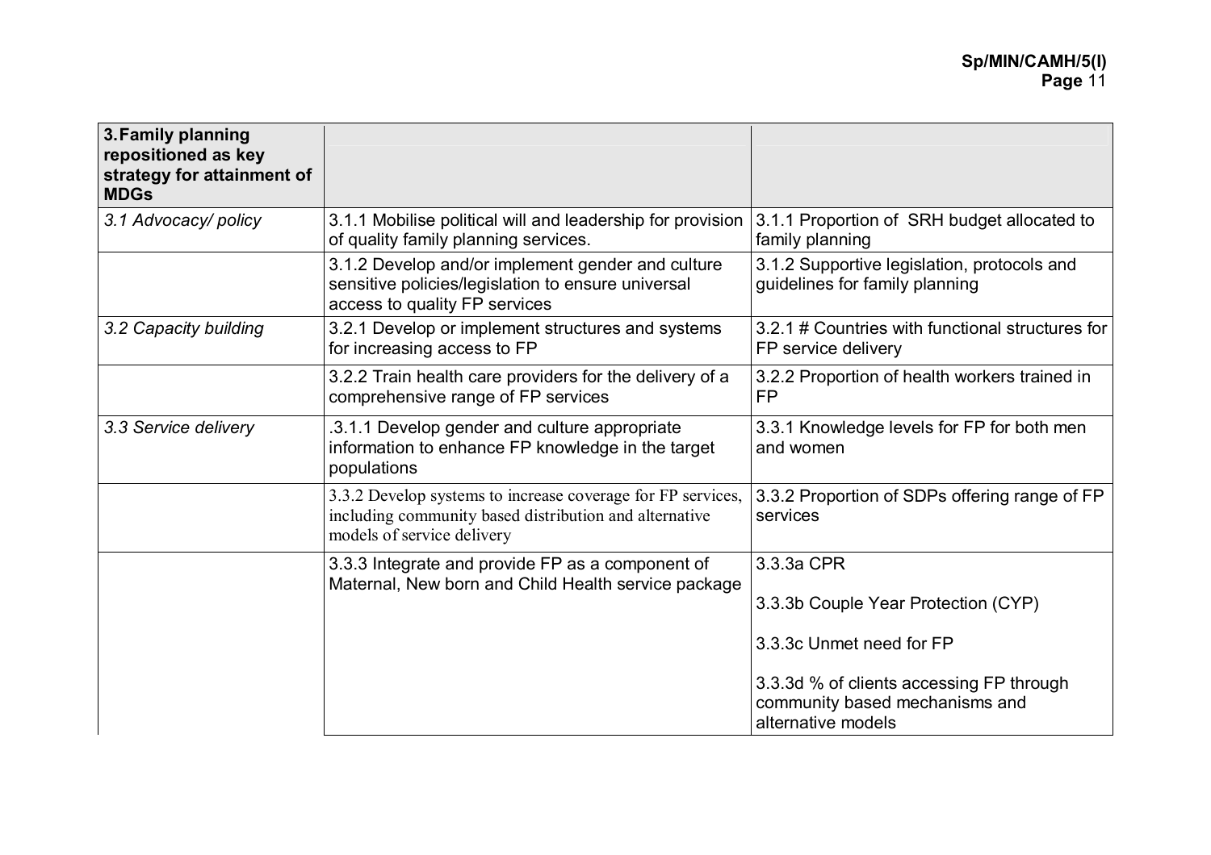| **3. Family planning repositioned as key strategy for attainment of MDGs** | | |
|---|---|---|
| *3.1 Advocacy/ policy* | 3.1.1 Mobilise political will and leadership for provision of quality family planning services. | 3.1.1 Proportion of SRH budget allocated to family planning |
| | 3.1.2 Develop and/or implement gender and culture sensitive policies/legislation to ensure universal access to quality FP services | 3.1.2 Supportive legislation, protocols and guidelines for family planning |
| *3.2 Capacity building* | 3.2.1 Develop or implement structures and systems for increasing access to FP | 3.2.1 # Countries with functional structures for FP service delivery |
| | 3.2.2 Train health care providers for the delivery of a comprehensive range of FP services | 3.2.2 Proportion of health workers trained in FP |
| *3.3 Service delivery* | .3.1.1 Develop gender and culture appropriate information to enhance FP knowledge in the target populations | 3.3.1 Knowledge levels for FP for both men and women |
| | 3.3.2 Develop systems to increase coverage for FP services, including community based distribution and alternative models of service delivery | 3.3.2 Proportion of SDPs offering range of FP services |
| | 3.3.3 Integrate and provide FP as a component of Maternal, New born and Child Health service package | 3.3.3a CPR<br><br>3.3.3b Couple Year Protection (CYP)<br><br>3.3.3c Unmet need for FP<br><br>3.3.3d % of clients accessing FP through community based mechanisms and alternative models |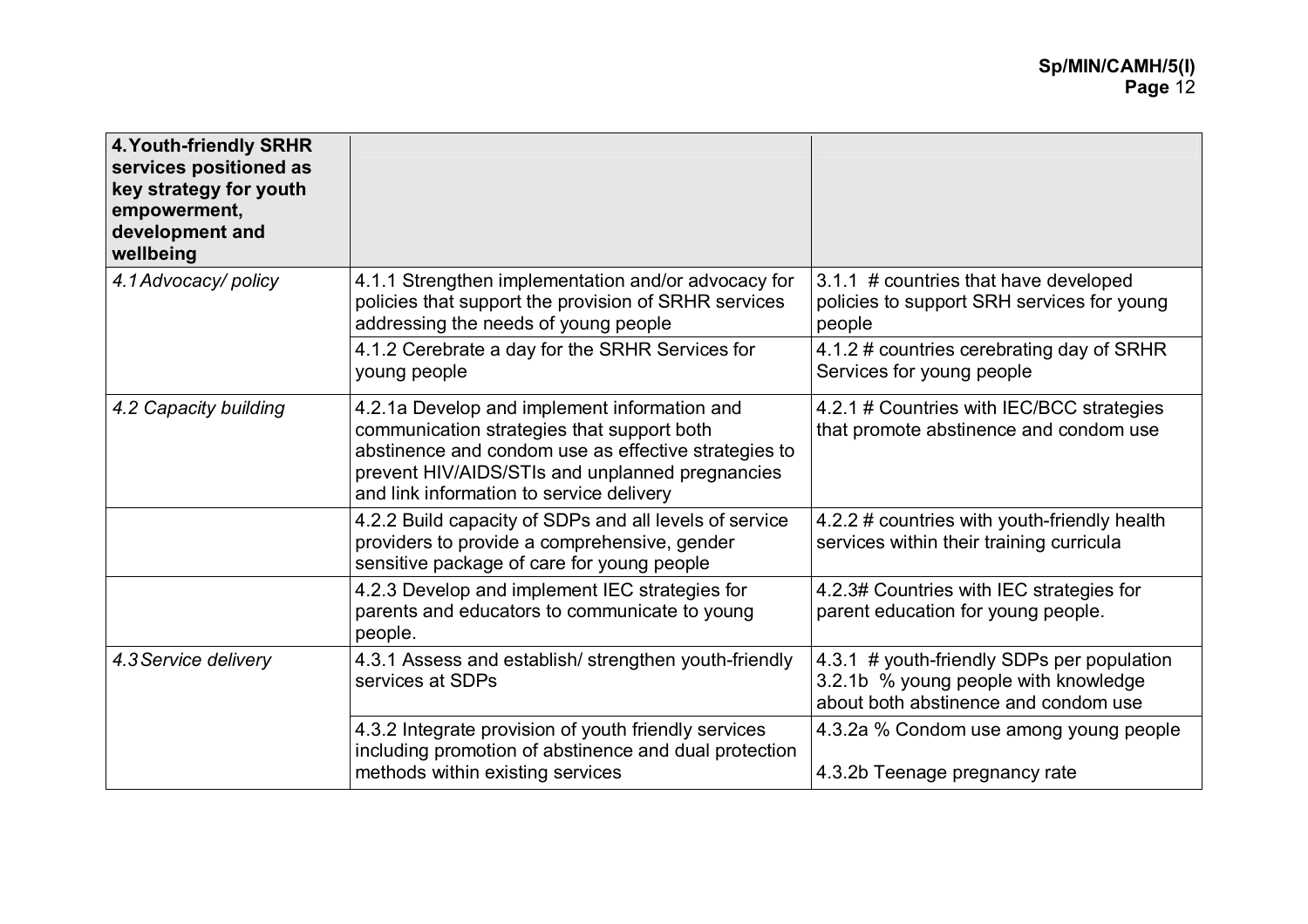| **4. Youth-friendly SRHR services positioned as key strategy for youth empowerment, development and wellbeing** | | |
|---|---|---|
| *4.1 Advocacy/ policy* | 4.1.1 Strengthen implementation and/or advocacy for policies that support the provision of SRHR services addressing the needs of young people | 3.1.1 # countries that have developed policies to support SRH services for young people |
| | 4.1.2 Cerebrate a day for the SRHR Services for young people | 4.1.2 # countries cerebrating day of SRHR Services for young people |
| *4.2 Capacity building* | 4.2.1a Develop and implement information and communication strategies that support both abstinence and condom use as effective strategies to prevent HIV/AIDS/STIs and unplanned pregnancies and link information to service delivery | 4.2.1 # Countries with IEC/BCC strategies that promote abstinence and condom use |
| | 4.2.2 Build capacity of SDPs and all levels of service providers to provide a comprehensive, gender sensitive package of care for young people | 4.2.2 # countries with youth-friendly health services within their training curricula |
| | 4.2.3 Develop and implement IEC strategies for parents and educators to communicate to young people. | 4.2.3# Countries with IEC strategies for parent education for young people. |
| *4.3 Service delivery* | 4.3.1 Assess and establish/ strengthen youth-friendly services at SDPs | 4.3.1 # youth-friendly SDPs per population<br>3.2.1b % young people with knowledge about both abstinence and condom use |
| | 4.3.2 Integrate provision of youth friendly services including promotion of abstinence and dual protection methods within existing services | 4.3.2a % Condom use among young people<br><br>4.3.2b Teenage pregnancy rate |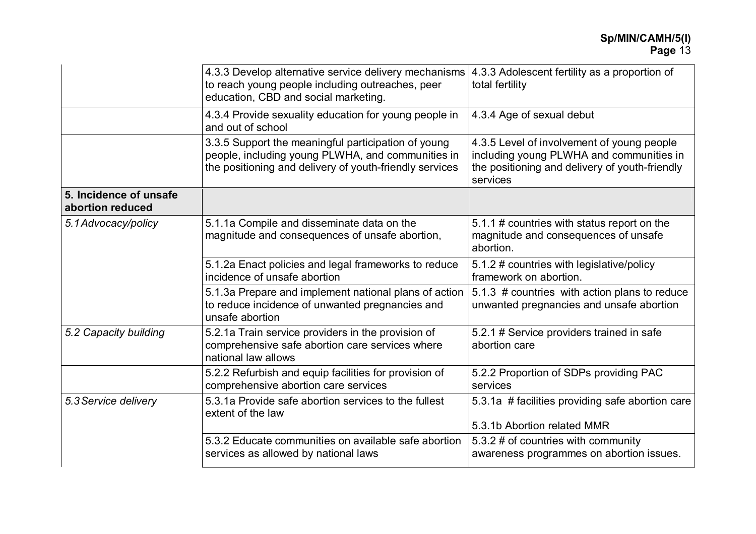| | | |
|---|---|---|
| | 4.3.3 Develop alternative service delivery mechanisms to reach young people including outreaches, peer education, CBD and social marketing. | 4.3.3 Adolescent fertility as a proportion of total fertility |
| | 4.3.4 Provide sexuality education for young people in and out of school | 4.3.4 Age of sexual debut |
| | 3.3.5 Support the meaningful participation of young people, including young PLWHA, and communities in the positioning and delivery of youth-friendly services | 4.3.5 Level of involvement of young people including young PLWHA and communities in the positioning and delivery of youth-friendly services |
| **5. Incidence of unsafe abortion reduced** | | |
| *5.1 Advocacy/policy* | 5.1.1a Compile and disseminate data on the magnitude and consequences of unsafe abortion, | 5.1.1 # countries with status report on the magnitude and consequences of unsafe abortion. |
| | 5.1.2a Enact policies and legal frameworks to reduce incidence of unsafe abortion | 5.1.2 # countries with legislative/policy framework on abortion. |
| | 5.1.3a Prepare and implement national plans of action to reduce incidence of unwanted pregnancies and unsafe abortion | 5.1.3 # countries with action plans to reduce unwanted pregnancies and unsafe abortion |
| *5.2 Capacity building* | 5.2.1a Train service providers in the provision of comprehensive safe abortion care services where national law allows | 5.2.1 # Service providers trained in safe abortion care |
| | 5.2.2 Refurbish and equip facilities for provision of comprehensive abortion care services | 5.2.2 Proportion of SDPs providing PAC services |
| *5.3 Service delivery* | 5.3.1a Provide safe abortion services to the fullest extent of the law | 5.3.1a # facilities providing safe abortion care<br><br>5.3.1b Abortion related MMR |
| | 5.3.2 Educate communities on available safe abortion services as allowed by national laws | 5.3.2 # of countries with community awareness programmes on abortion issues. |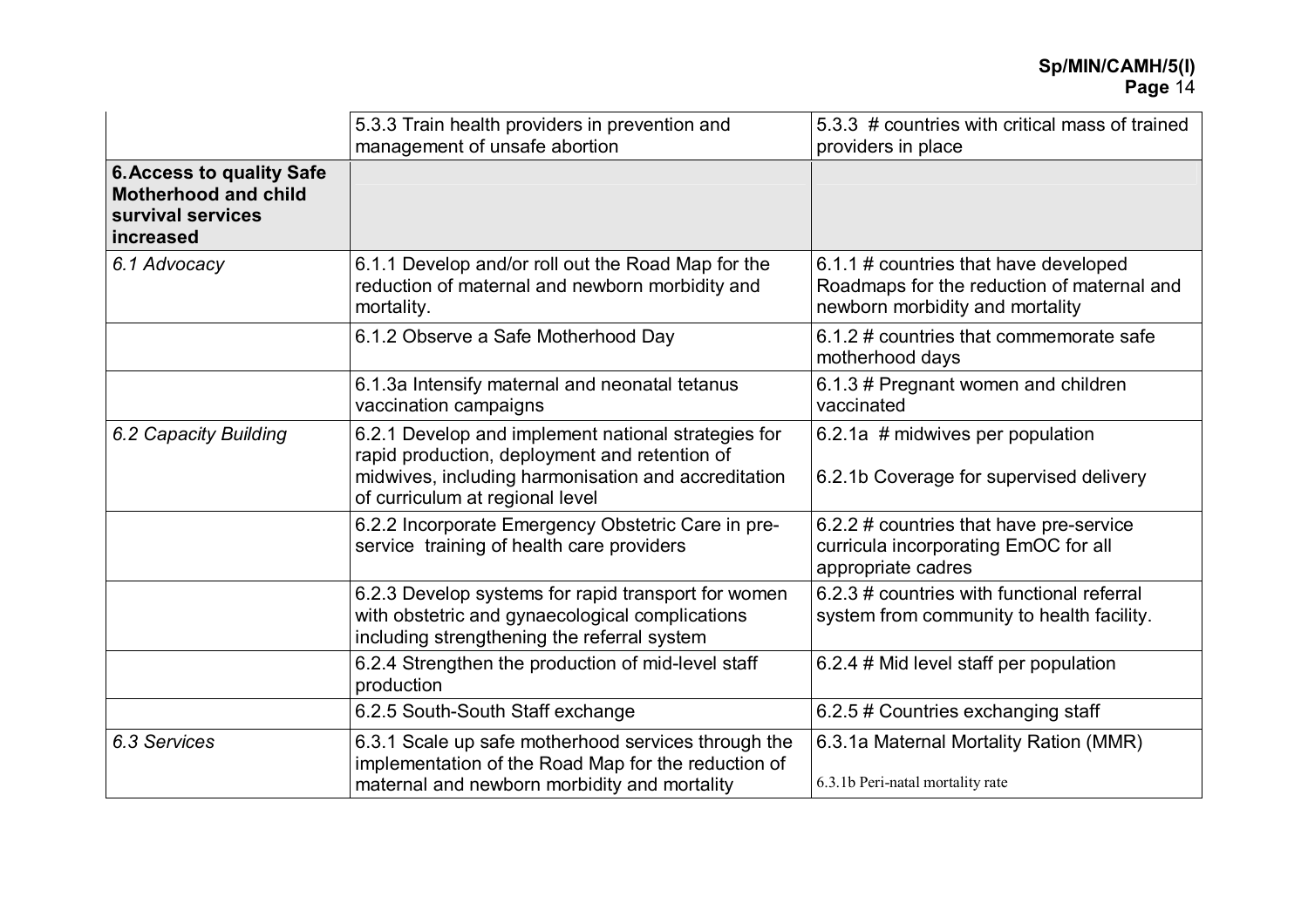| | | |
|---|---|---|
| | 5.3.3 Train health providers in prevention and management of unsafe abortion | 5.3.3 # countries with critical mass of trained providers in place |
| **6. Access to quality Safe Motherhood and child survival services increased** | | |
| *6.1 Advocacy* | 6.1.1 Develop and/or roll out the Road Map for the reduction of maternal and newborn morbidity and mortality. | 6.1.1 # countries that have developed Roadmaps for the reduction of maternal and newborn morbidity and mortality |
| | 6.1.2 Observe a Safe Motherhood Day | 6.1.2 # countries that commemorate safe motherhood days |
| | 6.1.3a Intensify maternal and neonatal tetanus vaccination campaigns | 6.1.3 # Pregnant women and children vaccinated |
| *6.2 Capacity Building* | 6.2.1 Develop and implement national strategies for rapid production, deployment and retention of midwives, including harmonisation and accreditation of curriculum at regional level | 6.2.1a # midwives per population<br><br>6.2.1b Coverage for supervised delivery |
| | 6.2.2 Incorporate Emergency Obstetric Care in pre-service training of health care providers | 6.2.2 # countries that have pre-service curricula incorporating EmOC for all appropriate cadres |
| | 6.2.3 Develop systems for rapid transport for women with obstetric and gynaecological complications including strengthening the referral system | 6.2.3 # countries with functional referral system from community to health facility. |
| | 6.2.4 Strengthen the production of mid-level staff production | 6.2.4 # Mid level staff per population |
| | 6.2.5 South-South Staff exchange | 6.2.5 # Countries exchanging staff |
| *6.3 Services* | 6.3.1 Scale up safe motherhood services through the implementation of the Road Map for the reduction of maternal and newborn morbidity and mortality | 6.3.1a Maternal Mortality Ration (MMR)<br><br>6.3.1b Peri-natal mortality rate |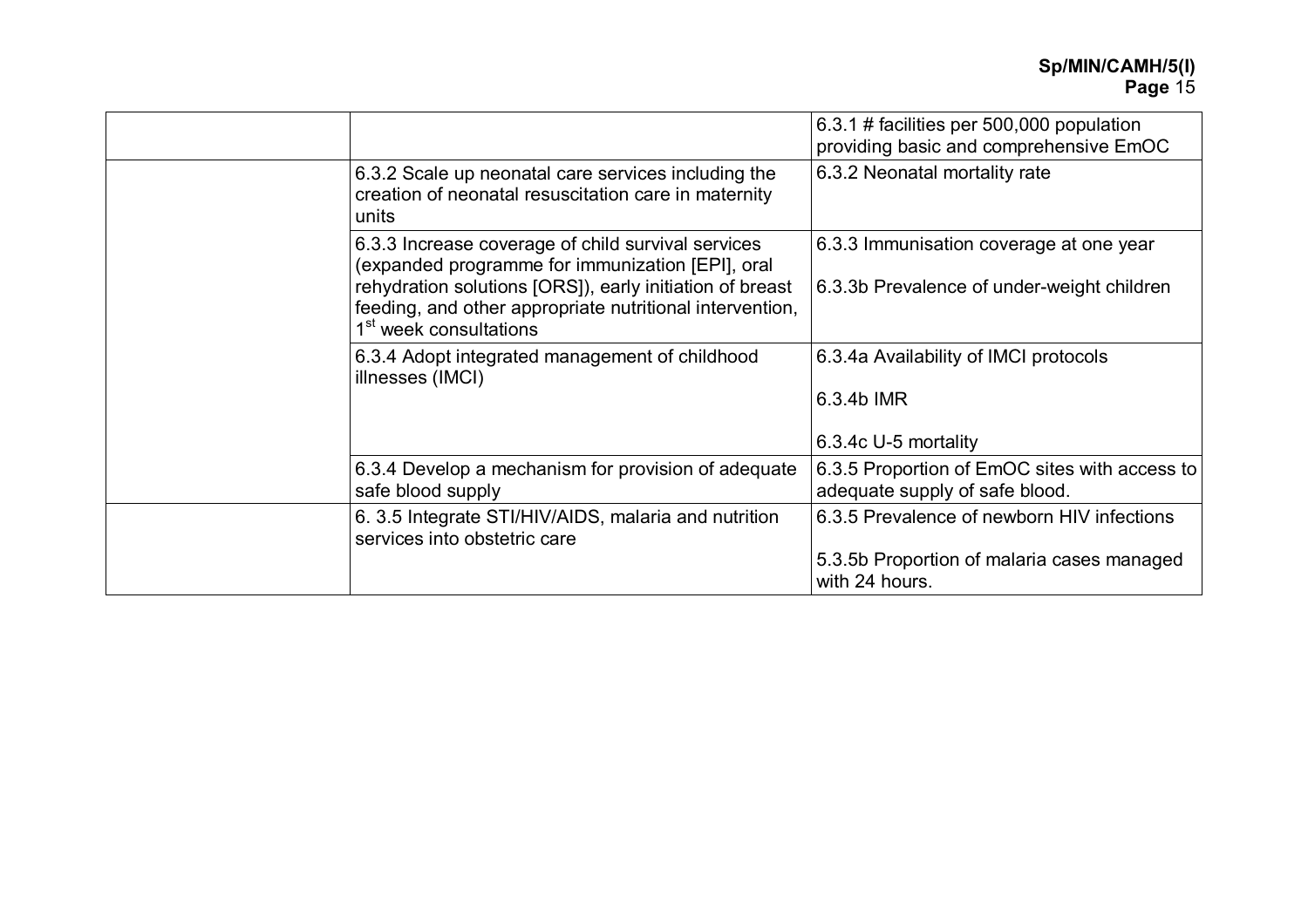| | | |
|---|---|---|
| | | 6.3.1 # facilities per 500,000 population providing basic and comprehensive EmOC |
| | 6.3.2 Scale up neonatal care services including the creation of neonatal resuscitation care in maternity units | 6.3.2 Neonatal mortality rate |
| | 6.3.3 Increase coverage of child survival services (expanded programme for immunization [EPI], oral rehydration solutions [ORS]), early initiation of breast feeding, and other appropriate nutritional intervention, 1st week consultations | 6.3.3 Immunisation coverage at one year<br><br>6.3.3b Prevalence of under-weight children |
| | 6.3.4 Adopt integrated management of childhood illnesses (IMCI) | 6.3.4a Availability of IMCI protocols<br><br>6.3.4b IMR<br><br>6.3.4c U-5 mortality |
| | 6.3.4 Develop a mechanism for provision of adequate safe blood supply | 6.3.5 Proportion of EmOC sites with access to adequate supply of safe blood. |
| | 6. 3.5 Integrate STI/HIV/AIDS, malaria and nutrition services into obstetric care | 6.3.5 Prevalence of newborn HIV infections<br><br>5.3.5b Proportion of malaria cases managed with 24 hours. |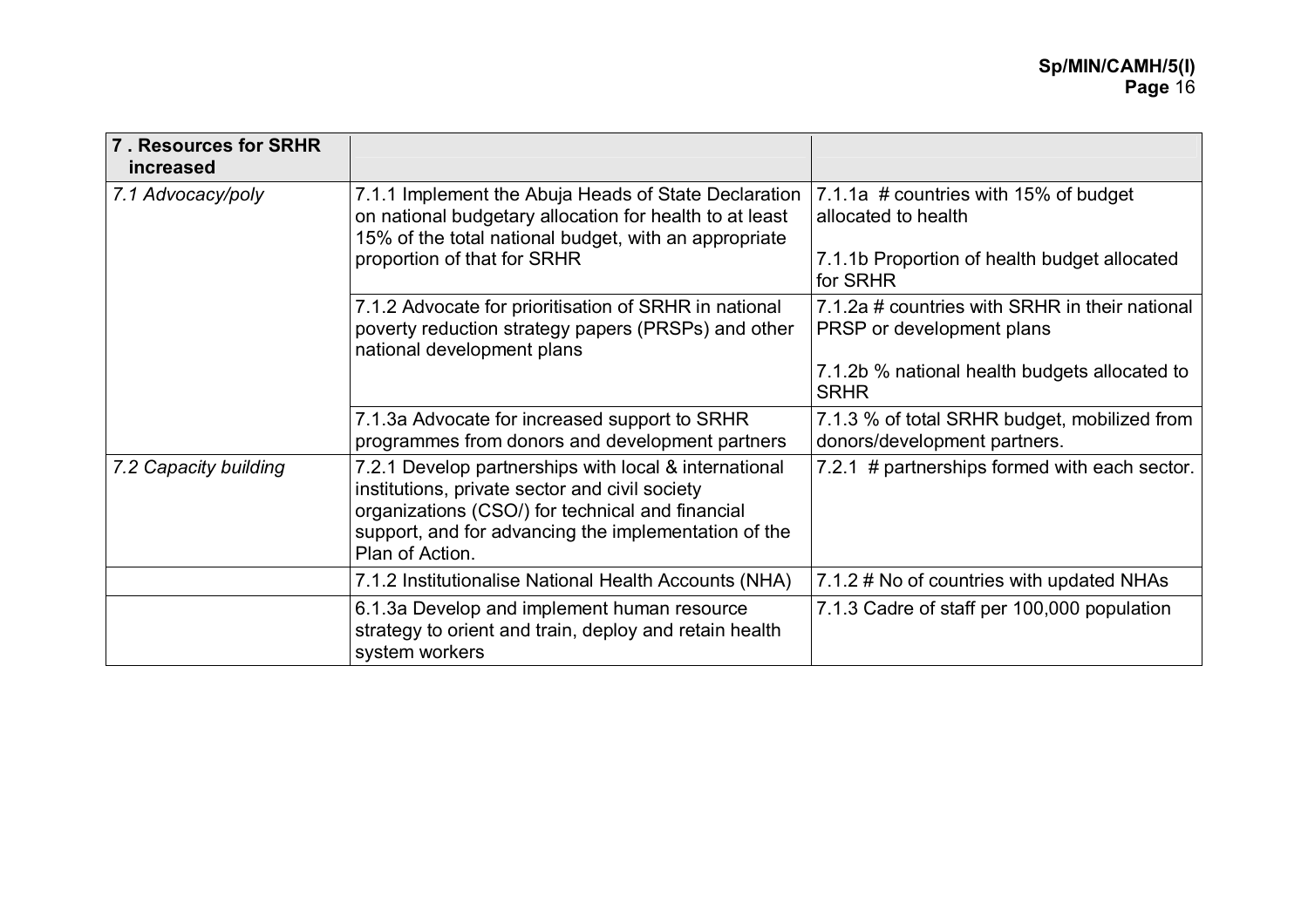| **7 . Resources for SRHR increased** | | |
|---|---|---|
| *7.1 Advocacy/poly* | 7.1.1 Implement the Abuja Heads of State Declaration on national budgetary allocation for health to at least 15% of the total national budget, with an appropriate proportion of that for SRHR | 7.1.1a # countries with 15% of budget allocated to health<br><br>7.1.1b Proportion of health budget allocated for SRHR |
| | 7.1.2 Advocate for prioritisation of SRHR in national poverty reduction strategy papers (PRSPs) and other national development plans | 7.1.2a # countries with SRHR in their national PRSP or development plans<br><br>7.1.2b % national health budgets allocated to SRHR |
| | 7.1.3a Advocate for increased support to SRHR programmes from donors and development partners | 7.1.3 % of total SRHR budget, mobilized from donors/development partners. |
| *7.2 Capacity building* | 7.2.1 Develop partnerships with local & international institutions, private sector and civil society organizations (CSO/) for technical and financial support, and for advancing the implementation of the Plan of Action. | 7.2.1 # partnerships formed with each sector. |
| | 7.1.2 Institutionalise National Health Accounts (NHA) | 7.1.2 # No of countries with updated NHAs |
| | 6.1.3a Develop and implement human resource strategy to orient and train, deploy and retain health system workers | 7.1.3 Cadre of staff per 100,000 population |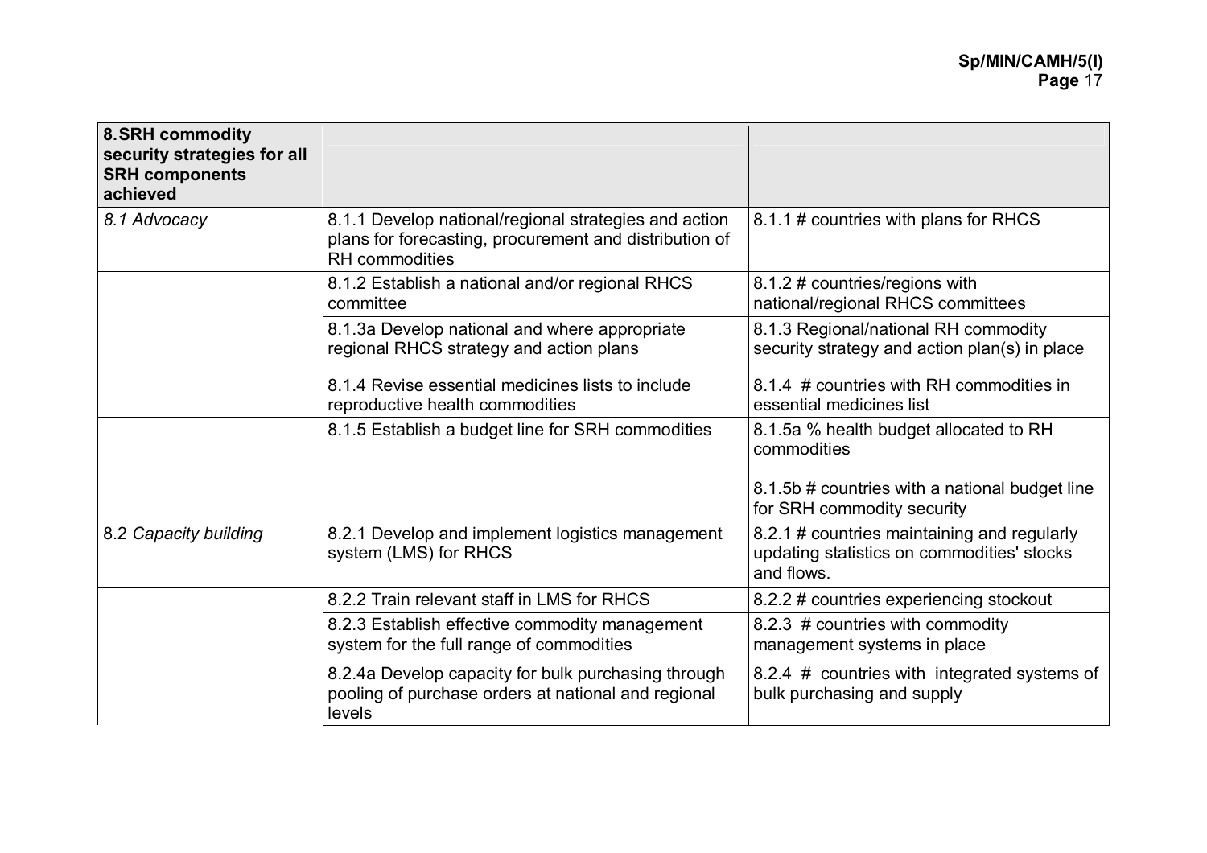| **8. SRH commodity security strategies for all SRH components achieved** | | |
|---|---|---|
| *8.1 Advocacy* | 8.1.1 Develop national/regional strategies and action plans for forecasting, procurement and distribution of RH commodities | 8.1.1 # countries with plans for RHCS |
| | 8.1.2 Establish a national and/or regional RHCS committee | 8.1.2 # countries/regions with national/regional RHCS committees |
| | 8.1.3a Develop national and where appropriate regional RHCS strategy and action plans | 8.1.3 Regional/national RH commodity security strategy and action plan(s) in place |
| | 8.1.4 Revise essential medicines lists to include reproductive health commodities | 8.1.4 # countries with RH commodities in essential medicines list |
| | 8.1.5 Establish a budget line for SRH commodities | 8.1.5a % health budget allocated to RH commodities<br><br>8.1.5b # countries with a national budget line for SRH commodity security |
| 8.2 *Capacity building* | 8.2.1 Develop and implement logistics management system (LMS) for RHCS | 8.2.1 # countries maintaining and regularly updating statistics on commodities' stocks and flows. |
| | 8.2.2 Train relevant staff in LMS for RHCS | 8.2.2 # countries experiencing stockout |
| | 8.2.3 Establish effective commodity management system for the full range of commodities | 8.2.3 # countries with commodity management systems in place |
| | 8.2.4a Develop capacity for bulk purchasing through pooling of purchase orders at national and regional levels | 8.2.4 # countries with integrated systems of bulk purchasing and supply |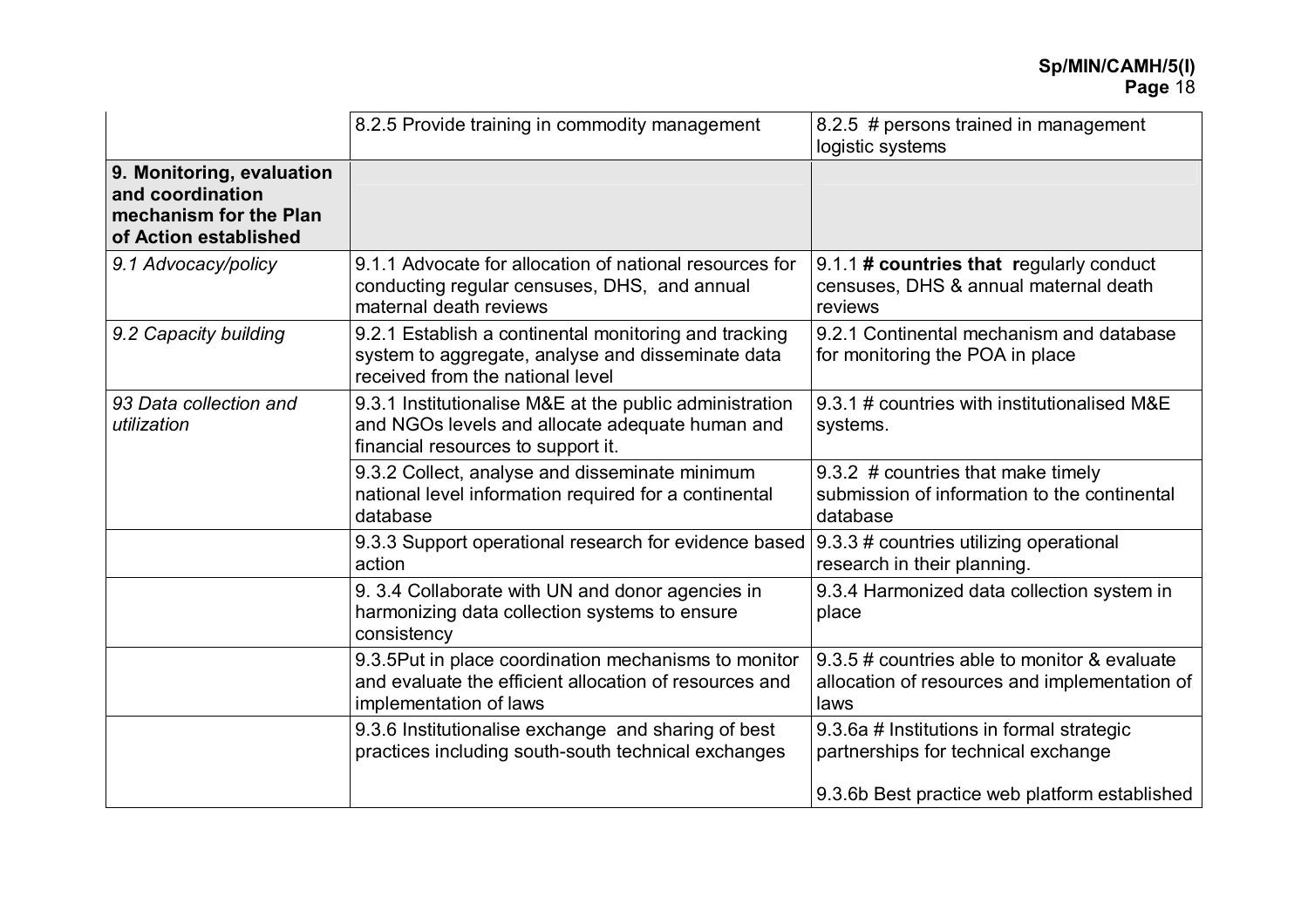| | | |
|---|---|---|
| | 8.2.5 Provide training in commodity management | 8.2.5 # persons trained in management logistic systems |
| **9. Monitoring, evaluation and coordination mechanism for the Plan of Action established** | | |
| *9.1 Advocacy/policy* | 9.1.1 Advocate for allocation of national resources for conducting regular censuses, DHS, and annual maternal death reviews | 9.1.1 **# countries that r**egularly conduct censuses, DHS & annual maternal death reviews |
| *9.2 Capacity building* | 9.2.1 Establish a continental monitoring and tracking system to aggregate, analyse and disseminate data received from the national level | 9.2.1 Continental mechanism and database for monitoring the POA in place |
| *93 Data collection and utilization* | 9.3.1 Institutionalise M&E at the public administration and NGOs levels and allocate adequate human and financial resources to support it. | 9.3.1 # countries with institutionalised M&E systems. |
| | 9.3.2 Collect, analyse and disseminate minimum national level information required for a continental database | 9.3.2 # countries that make timely submission of information to the continental database |
| | 9.3.3 Support operational research for evidence based action | 9.3.3 # countries utilizing operational research in their planning. |
| | 9. 3.4 Collaborate with UN and donor agencies in harmonizing data collection systems to ensure consistency | 9.3.4 Harmonized data collection system in place |
| | 9.3.5Put in place coordination mechanisms to monitor and evaluate the efficient allocation of resources and implementation of laws | 9.3.5 # countries able to monitor & evaluate allocation of resources and implementation of laws |
| | 9.3.6 Institutionalise exchange and sharing of best practices including south-south technical exchanges | 9.3.6a # Institutions in formal strategic partnerships for technical exchange<br><br>9.3.6b Best practice web platform established |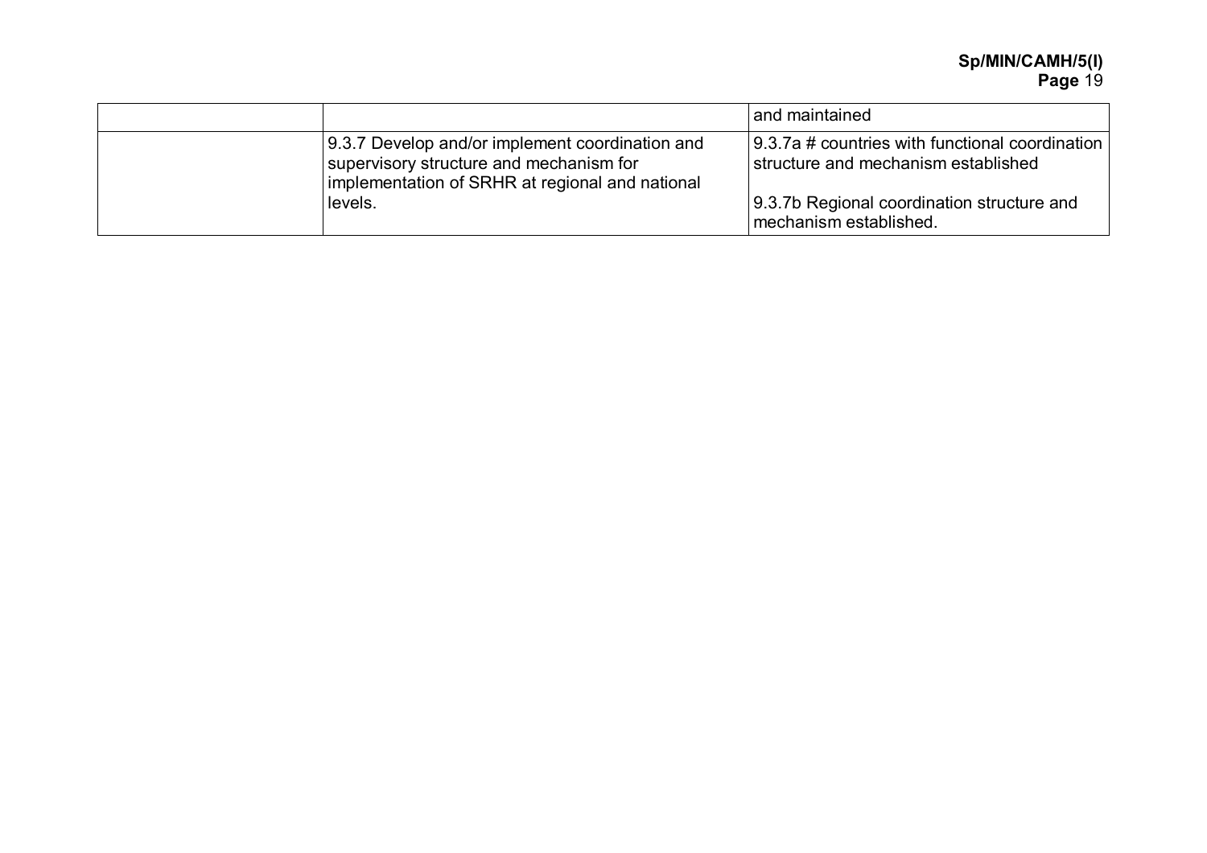| | | |
|---|---|---|
| | | and maintained |
| | 9.3.7 Develop and/or implement coordination and supervisory structure and mechanism for implementation of SRHR at regional and national levels. | 9.3.7a # countries with functional coordination structure and mechanism established<br><br>9.3.7b Regional coordination structure and mechanism established. |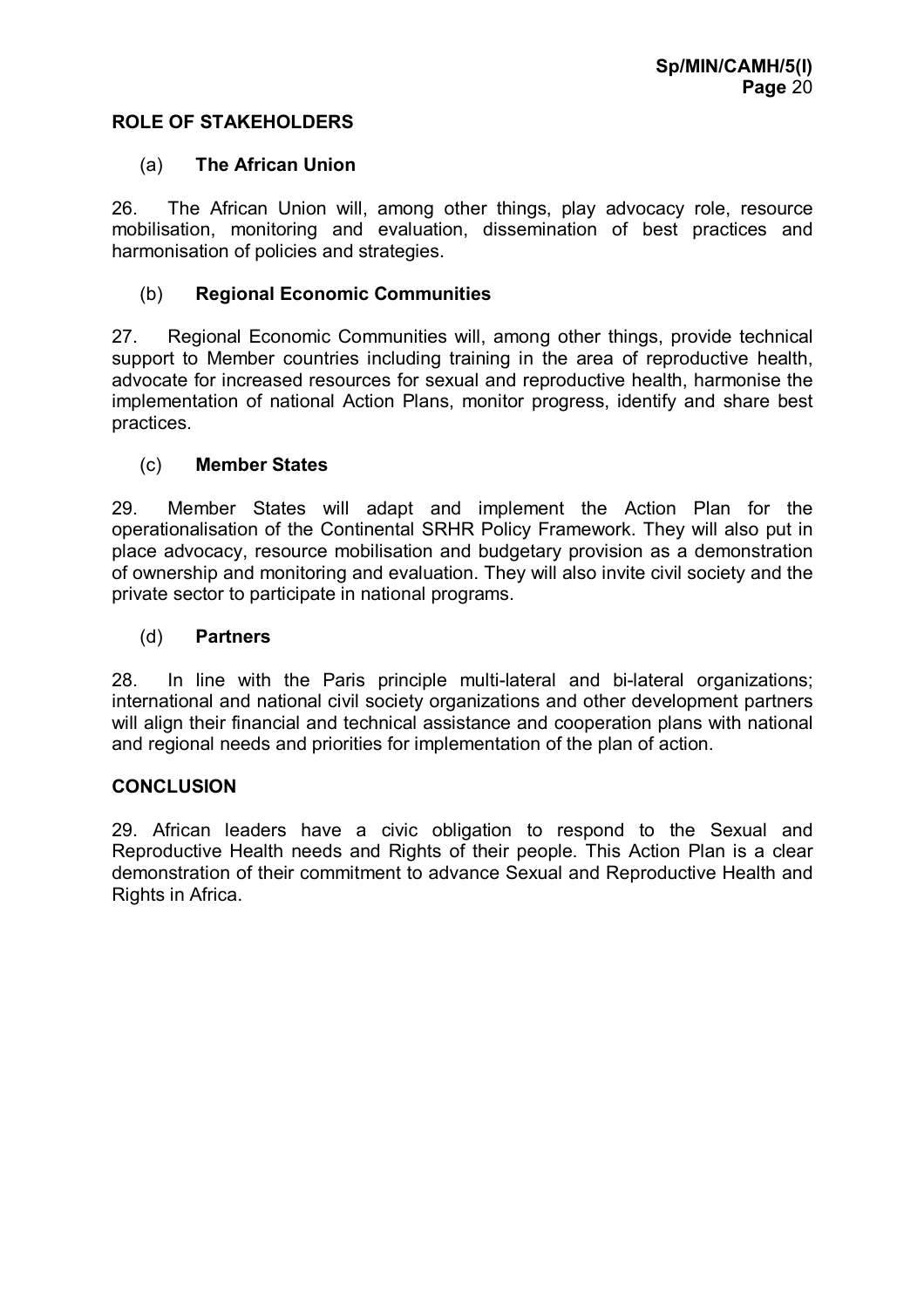## ROLE OF STAKEHOLDERS

### (a) The African Union

26. The African Union will, among other things, play advocacy role, resource mobilisation, monitoring and evaluation, dissemination of best practices and harmonisation of policies and strategies.

### (b) Regional Economic Communities

27. Regional Economic Communities will, among other things, provide technical support to Member countries including training in the area of reproductive health, advocate for increased resources for sexual and reproductive health, harmonise the implementation of national Action Plans, monitor progress, identify and share best practices.

### (c) Member States

29. Member States will adapt and implement the Action Plan for the operationalisation of the Continental SRHR Policy Framework. They will also put in place advocacy, resource mobilisation and budgetary provision as a demonstration of ownership and monitoring and evaluation. They will also invite civil society and the private sector to participate in national programs.

### (d) Partners

28. In line with the Paris principle multi-lateral and bi-lateral organizations; international and national civil society organizations and other development partners will align their financial and technical assistance and cooperation plans with national and regional needs and priorities for implementation of the plan of action.

## CONCLUSION

29. African leaders have a civic obligation to respond to the Sexual and Reproductive Health needs and Rights of their people. This Action Plan is a clear demonstration of their commitment to advance Sexual and Reproductive Health and Rights in Africa.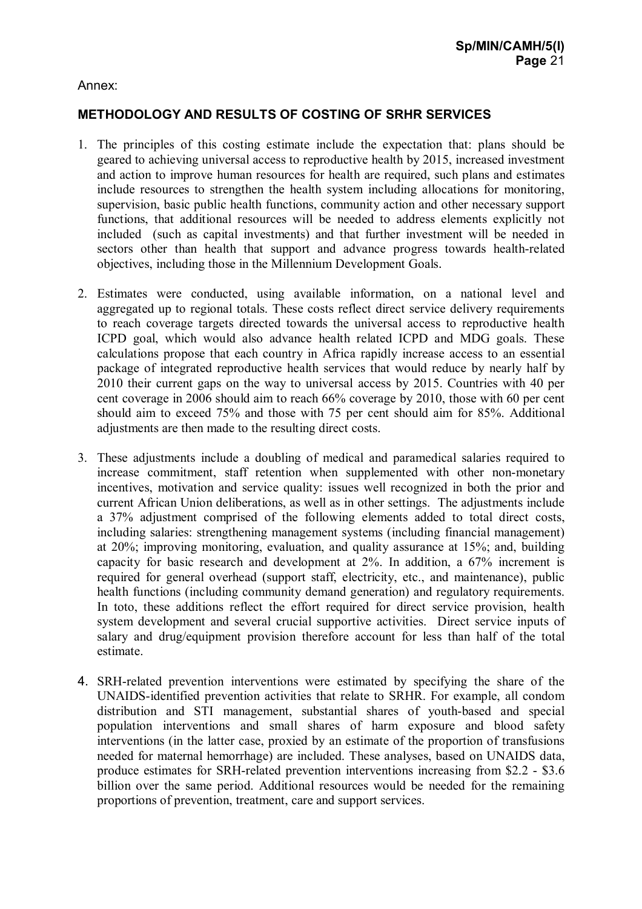Annex:

## METHODOLOGY AND RESULTS OF COSTING OF SRHR SERVICES

1. The principles of this costing estimate include the expectation that: plans should be geared to achieving universal access to reproductive health by 2015, increased investment and action to improve human resources for health are required, such plans and estimates include resources to strengthen the health system including allocations for monitoring, supervision, basic public health functions, community action and other necessary support functions, that additional resources will be needed to address elements explicitly not included (such as capital investments) and that further investment will be needed in sectors other than health that support and advance progress towards health-related objectives, including those in the Millennium Development Goals.

2. Estimates were conducted, using available information, on a national level and aggregated up to regional totals. These costs reflect direct service delivery requirements to reach coverage targets directed towards the universal access to reproductive health ICPD goal, which would also advance health related ICPD and MDG goals. These calculations propose that each country in Africa rapidly increase access to an essential package of integrated reproductive health services that would reduce by nearly half by 2010 their current gaps on the way to universal access by 2015. Countries with 40 per cent coverage in 2006 should aim to reach 66% coverage by 2010, those with 60 per cent should aim to exceed 75% and those with 75 per cent should aim for 85%. Additional adjustments are then made to the resulting direct costs.

3. These adjustments include a doubling of medical and paramedical salaries required to increase commitment, staff retention when supplemented with other non-monetary incentives, motivation and service quality: issues well recognized in both the prior and current African Union deliberations, as well as in other settings. The adjustments include a 37% adjustment comprised of the following elements added to total direct costs, including salaries: strengthening management systems (including financial management) at 20%; improving monitoring, evaluation, and quality assurance at 15%; and, building capacity for basic research and development at 2%. In addition, a 67% increment is required for general overhead (support staff, electricity, etc., and maintenance), public health functions (including community demand generation) and regulatory requirements. In toto, these additions reflect the effort required for direct service provision, health system development and several crucial supportive activities. Direct service inputs of salary and drug/equipment provision therefore account for less than half of the total estimate.

4. SRH-related prevention interventions were estimated by specifying the share of the UNAIDS-identified prevention activities that relate to SRHR. For example, all condom distribution and STI management, substantial shares of youth-based and special population interventions and small shares of harm exposure and blood safety interventions (in the latter case, proxied by an estimate of the proportion of transfusions needed for maternal hemorrhage) are included. These analyses, based on UNAIDS data, produce estimates for SRH-related prevention interventions increasing from $2.2 - $3.6 billion over the same period. Additional resources would be needed for the remaining proportions of prevention, treatment, care and support services.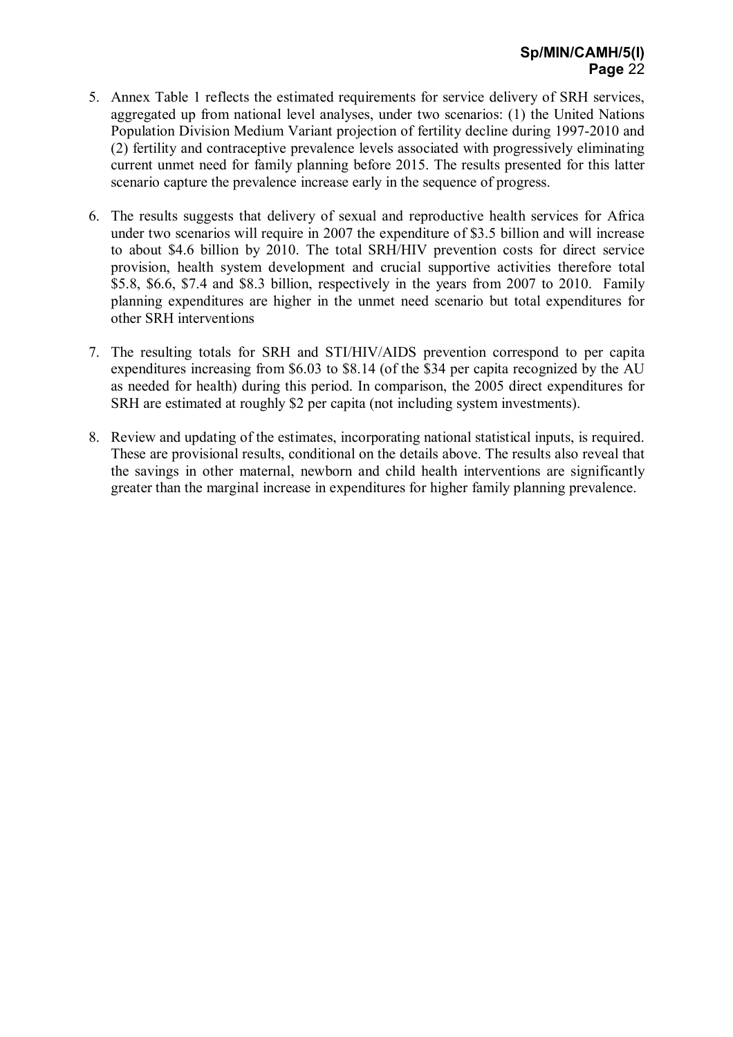5. Annex Table 1 reflects the estimated requirements for service delivery of SRH services, aggregated up from national level analyses, under two scenarios: (1) the United Nations Population Division Medium Variant projection of fertility decline during 1997-2010 and (2) fertility and contraceptive prevalence levels associated with progressively eliminating current unmet need for family planning before 2015. The results presented for this latter scenario capture the prevalence increase early in the sequence of progress.

6. The results suggests that delivery of sexual and reproductive health services for Africa under two scenarios will require in 2007 the expenditure of $3.5 billion and will increase to about $4.6 billion by 2010. The total SRH/HIV prevention costs for direct service provision, health system development and crucial supportive activities therefore total $5.8, $6.6, $7.4 and $8.3 billion, respectively in the years from 2007 to 2010. Family planning expenditures are higher in the unmet need scenario but total expenditures for other SRH interventions

7. The resulting totals for SRH and STI/HIV/AIDS prevention correspond to per capita expenditures increasing from $6.03 to $8.14 (of the $34 per capita recognized by the AU as needed for health) during this period. In comparison, the 2005 direct expenditures for SRH are estimated at roughly $2 per capita (not including system investments).

8. Review and updating of the estimates, incorporating national statistical inputs, is required. These are provisional results, conditional on the details above. The results also reveal that the savings in other maternal, newborn and child health interventions are significantly greater than the marginal increase in expenditures for higher family planning prevalence.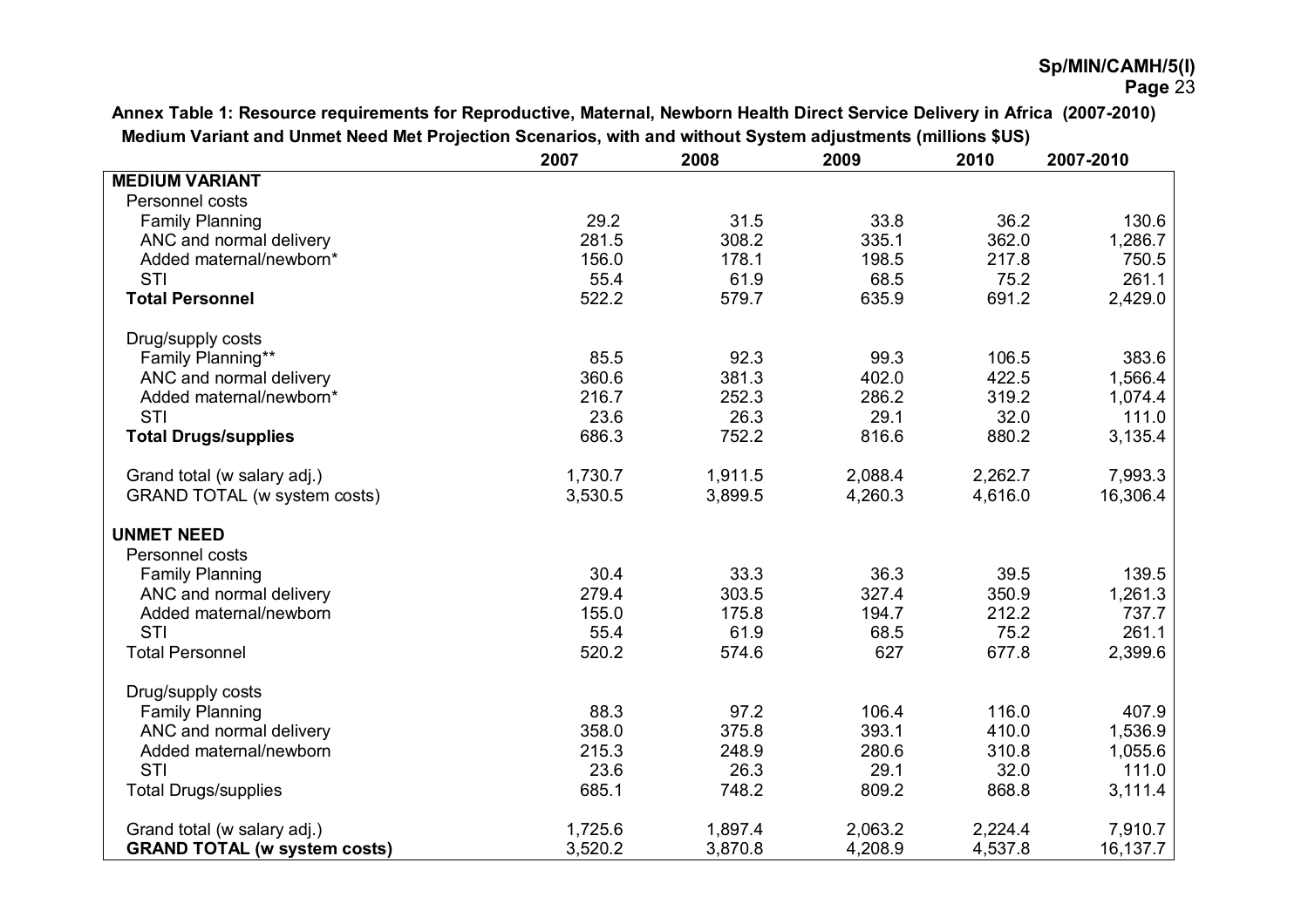**Annex Table 1: Resource requirements for Reproductive, Maternal, Newborn Health Direct Service Delivery in Africa (2007-2010)**
**Medium Variant and Unmet Need Met Projection Scenarios, with and without System adjustments (millions $US)**

| | 2007 | 2008 | 2009 | 2010 | 2007-2010 |
|---|---|---|---|---|---|
| **MEDIUM VARIANT** | | | | | |
| Personnel costs | | | | | |
| Family Planning | 29.2 | 31.5 | 33.8 | 36.2 | 130.6 |
| ANC and normal delivery | 281.5 | 308.2 | 335.1 | 362.0 | 1,286.7 |
| Added maternal/newborn* | 156.0 | 178.1 | 198.5 | 217.8 | 750.5 |
| STI | 55.4 | 61.9 | 68.5 | 75.2 | 261.1 |
| **Total Personnel** | 522.2 | 579.7 | 635.9 | 691.2 | 2,429.0 |
| | | | | | |
| Drug/supply costs | | | | | |
| Family Planning** | 85.5 | 92.3 | 99.3 | 106.5 | 383.6 |
| ANC and normal delivery | 360.6 | 381.3 | 402.0 | 422.5 | 1,566.4 |
| Added maternal/newborn* | 216.7 | 252.3 | 286.2 | 319.2 | 1,074.4 |
| STI | 23.6 | 26.3 | 29.1 | 32.0 | 111.0 |
| **Total Drugs/supplies** | 686.3 | 752.2 | 816.6 | 880.2 | 3,135.4 |
| | | | | | |
| Grand total (w salary adj.) | 1,730.7 | 1,911.5 | 2,088.4 | 2,262.7 | 7,993.3 |
| GRAND TOTAL (w system costs) | 3,530.5 | 3,899.5 | 4,260.3 | 4,616.0 | 16,306.4 |
| | | | | | |
| **UNMET NEED** | | | | | |
| Personnel costs | | | | | |
| Family Planning | 30.4 | 33.3 | 36.3 | 39.5 | 139.5 |
| ANC and normal delivery | 279.4 | 303.5 | 327.4 | 350.9 | 1,261.3 |
| Added maternal/newborn | 155.0 | 175.8 | 194.7 | 212.2 | 737.7 |
| STI | 55.4 | 61.9 | 68.5 | 75.2 | 261.1 |
| Total Personnel | 520.2 | 574.6 | 627 | 677.8 | 2,399.6 |
| | | | | | |
| Drug/supply costs | | | | | |
| Family Planning | 88.3 | 97.2 | 106.4 | 116.0 | 407.9 |
| ANC and normal delivery | 358.0 | 375.8 | 393.1 | 410.0 | 1,536.9 |
| Added maternal/newborn | 215.3 | 248.9 | 280.6 | 310.8 | 1,055.6 |
| STI | 23.6 | 26.3 | 29.1 | 32.0 | 111.0 |
| Total Drugs/supplies | 685.1 | 748.2 | 809.2 | 868.8 | 3,111.4 |
| | | | | | |
| Grand total (w salary adj.) | 1,725.6 | 1,897.4 | 2,063.2 | 2,224.4 | 7,910.7 |
| **GRAND TOTAL (w system costs)** | 3,520.2 | 3,870.8 | 4,208.9 | 4,537.8 | 16,137.7 |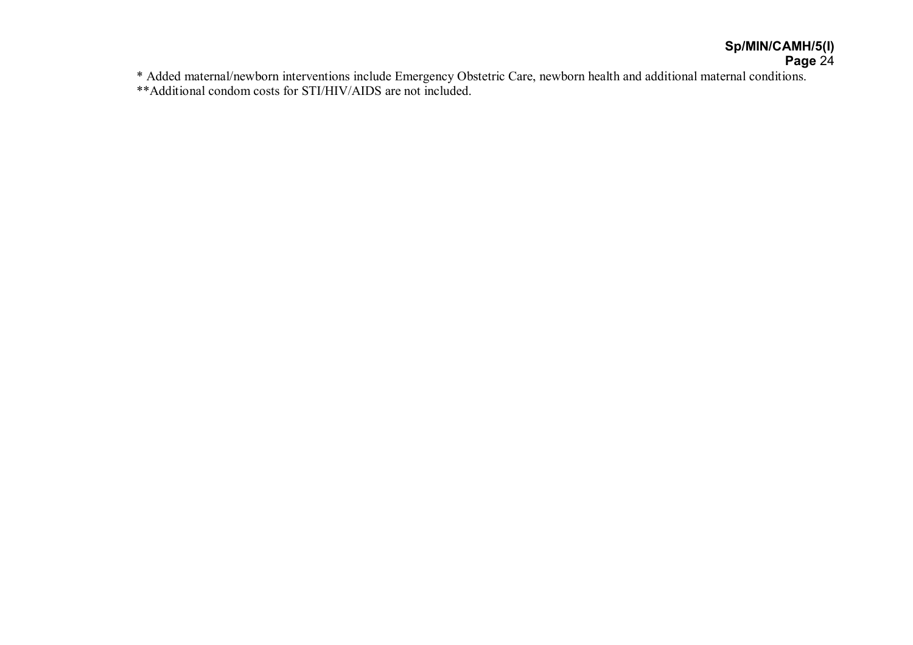* Added maternal/newborn interventions include Emergency Obstetric Care, newborn health and additional maternal conditions.
**Additional condom costs for STI/HIV/AIDS are not included.